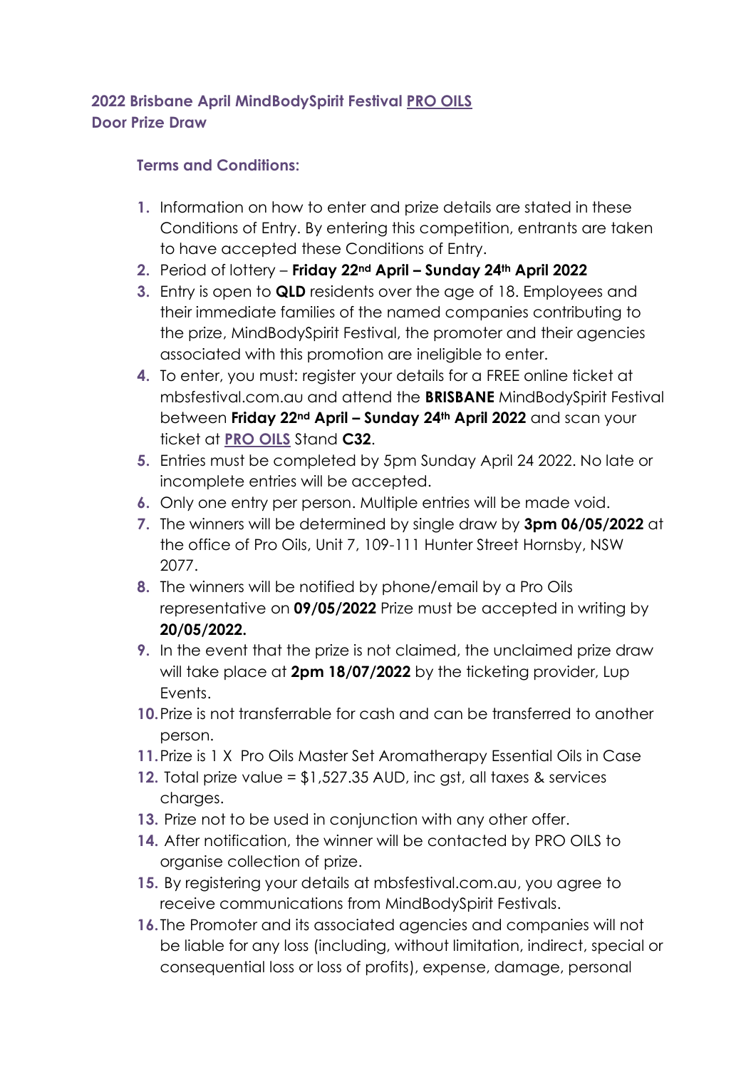**2022 Brisbane April MindBodySpirit Festival PRO OILS**
**Door Prize Draw**

**Terms and Conditions:**

1. Information on how to enter and prize details are stated in these Conditions of Entry. By entering this competition, entrants are taken to have accepted these Conditions of Entry.
2. Period of lottery – **Friday 22nd April – Sunday 24th April 2022**
3. Entry is open to **QLD** residents over the age of 18. Employees and their immediate families of the named companies contributing to the prize, MindBodySpirit Festival, the promoter and their agencies associated with this promotion are ineligible to enter.
4. To enter, you must: register your details for a FREE online ticket at mbsfestival.com.au and attend the **BRISBANE** MindBodySpirit Festival between **Friday 22nd April – Sunday 24th April 2022** and scan your ticket at **PRO OILS** Stand **C32**.
5. Entries must be completed by 5pm Sunday April 24 2022. No late or incomplete entries will be accepted.
6. Only one entry per person. Multiple entries will be made void.
7. The winners will be determined by single draw by **3pm 06/05/2022** at the office of Pro Oils, Unit 7, 109-111 Hunter Street Hornsby, NSW 2077.
8. The winners will be notified by phone/email by a Pro Oils representative on **09/05/2022** Prize must be accepted in writing by **20/05/2022.**
9. In the event that the prize is not claimed, the unclaimed prize draw will take place at **2pm 18/07/2022** by the ticketing provider, Lup Events.
10. Prize is not transferrable for cash and can be transferred to another person.
11. Prize is 1 X Pro Oils Master Set Aromatherapy Essential Oils in Case
12. Total prize value = $1,527.35 AUD, inc gst, all taxes & services charges.
13. Prize not to be used in conjunction with any other offer.
14. After notification, the winner will be contacted by PRO OILS to organise collection of prize.
15. By registering your details at mbsfestival.com.au, you agree to receive communications from MindBodySpirit Festivals.
16. The Promoter and its associated agencies and companies will not be liable for any loss (including, without limitation, indirect, special or consequential loss or loss of profits), expense, damage, personal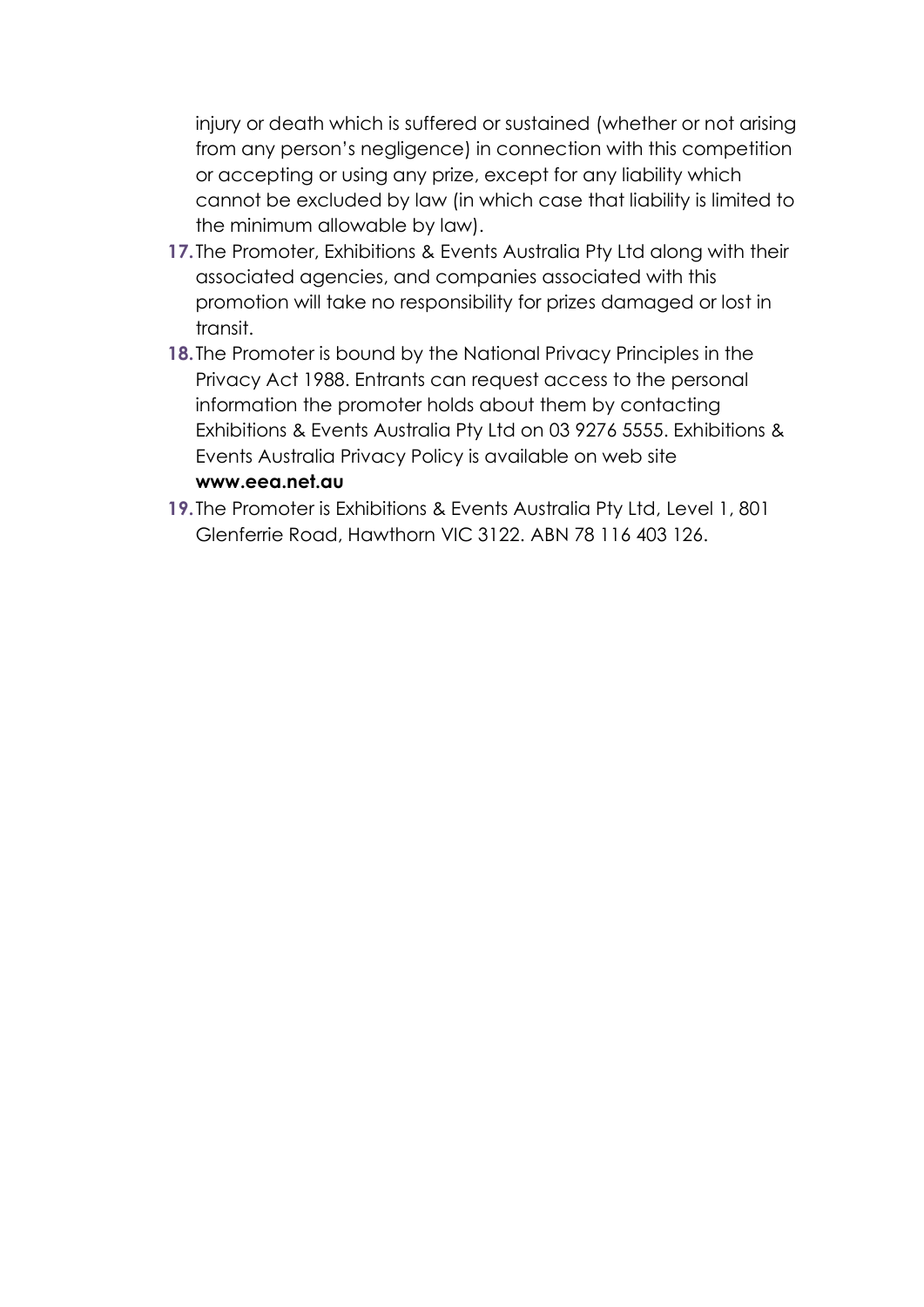injury or death which is suffered or sustained (whether or not arising from any person's negligence) in connection with this competition or accepting or using any prize, except for any liability which cannot be excluded by law (in which case that liability is limited to the minimum allowable by law).

17. The Promoter, Exhibitions & Events Australia Pty Ltd along with their associated agencies, and companies associated with this promotion will take no responsibility for prizes damaged or lost in transit.
18. The Promoter is bound by the National Privacy Principles in the Privacy Act 1988. Entrants can request access to the personal information the promoter holds about them by contacting Exhibitions & Events Australia Pty Ltd on 03 9276 5555. Exhibitions & Events Australia Privacy Policy is available on web site **www.eea.net.au**
19. The Promoter is Exhibitions & Events Australia Pty Ltd, Level 1, 801 Glenferrie Road, Hawthorn VIC 3122. ABN 78 116 403 126.